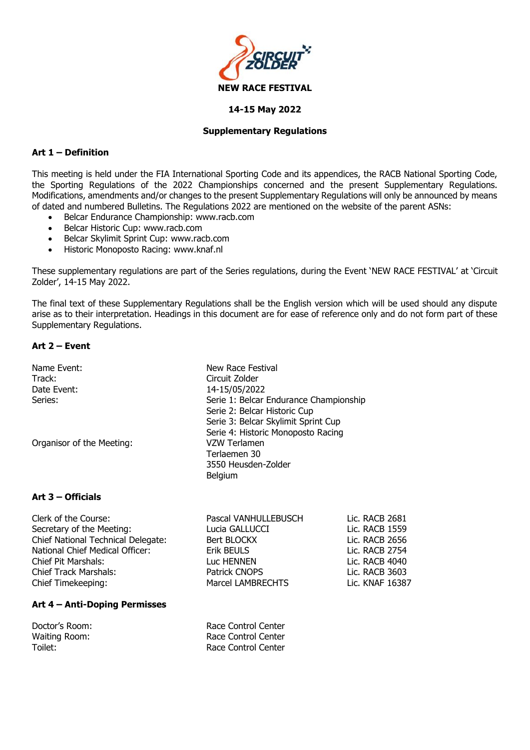**NEW RACE FESTIVAL**

**14-15 May 2022**

**Supplementary Regulations**

### Art 1 – Definition

This meeting is held under the FIA International Sporting Code and its appendices, the RACB National Sporting Code, the Sporting Regulations of the 2022 Championships concerned and the present Supplementary Regulations. Modifications, amendments and/or changes to the present Supplementary Regulations will only be announced by means of dated and numbered Bulletins. The Regulations 2022 are mentioned on the website of the parent ASNs:

- Belcar Endurance Championship: www.racb.com
- Belcar Historic Cup: www.racb.com
- Belcar Skylimit Sprint Cup: www.racb.com
- Historic Monoposto Racing: www.knaf.nl

These supplementary regulations are part of the Series regulations, during the Event 'NEW RACE FESTIVAL' at 'Circuit Zolder', 14-15 May 2022.

The final text of these Supplementary Regulations shall be the English version which will be used should any dispute arise as to their interpretation. Headings in this document are for ease of reference only and do not form part of these Supplementary Regulations.

### Art 2 – Event

| | |
|---|---|
| Name Event: | New Race Festival |
| Track: | Circuit Zolder |
| Date Event: | 14-15/05/2022 |
| Series: | Serie 1: Belcar Endurance Championship<br>Serie 2: Belcar Historic Cup<br>Serie 3: Belcar Skylimit Sprint Cup<br>Serie 4: Historic Monoposto Racing |
| Organisor of the Meeting: | VZW Terlamen<br>Terlaemen 30<br>3550 Heusden-Zolder<br>Belgium |

### Art 3 – Officials

| | | |
|---|---|---|
| Clerk of the Course: | Pascal VANHULLEBUSCH | Lic. RACB 2681 |
| Secretary of the Meeting: | Lucia GALLUCCI | Lic. RACB 1559 |
| Chief National Technical Delegate: | Bert BLOCKX | Lic. RACB 2656 |
| National Chief Medical Officer: | Erik BEULS | Lic. RACB 2754 |
| Chief Pit Marshals: | Luc HENNEN | Lic. RACB 4040 |
| Chief Track Marshals: | Patrick CNOPS | Lic. RACB 3603 |
| Chief Timekeeping: | Marcel LAMBRECHTS | Lic. KNAF 16387 |

### Art 4 – Anti-Doping Permisses

| | |
|---|---|
| Doctor's Room: | Race Control Center |
| Waiting Room: | Race Control Center |
| Toilet: | Race Control Center |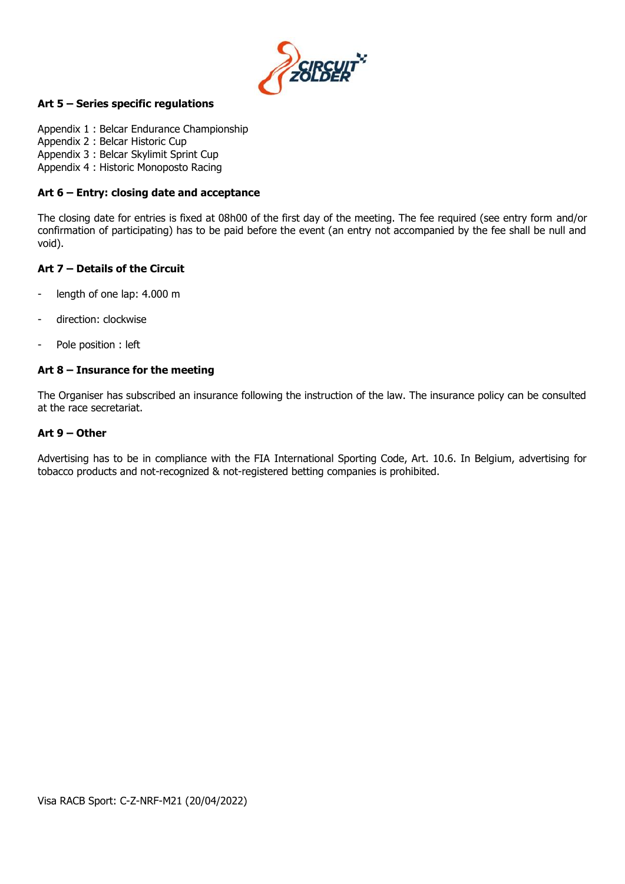### Art 5 – Series specific regulations

Appendix 1 : Belcar Endurance Championship
Appendix 2 : Belcar Historic Cup
Appendix 3 : Belcar Skylimit Sprint Cup
Appendix 4 : Historic Monoposto Racing

### Art 6 – Entry: closing date and acceptance

The closing date for entries is fixed at 08h00 of the first day of the meeting. The fee required (see entry form and/or confirmation of participating) has to be paid before the event (an entry not accompanied by the fee shall be null and void).

### Art 7 – Details of the Circuit

- length of one lap: 4.000 m
- direction: clockwise
- Pole position : left

### Art 8 – Insurance for the meeting

The Organiser has subscribed an insurance following the instruction of the law. The insurance policy can be consulted at the race secretariat.

### Art 9 – Other

Advertising has to be in compliance with the FIA International Sporting Code, Art. 10.6. In Belgium, advertising for tobacco products and not-recognized & not-registered betting companies is prohibited.

Visa RACB Sport: C-Z-NRF-M21 (20/04/2022)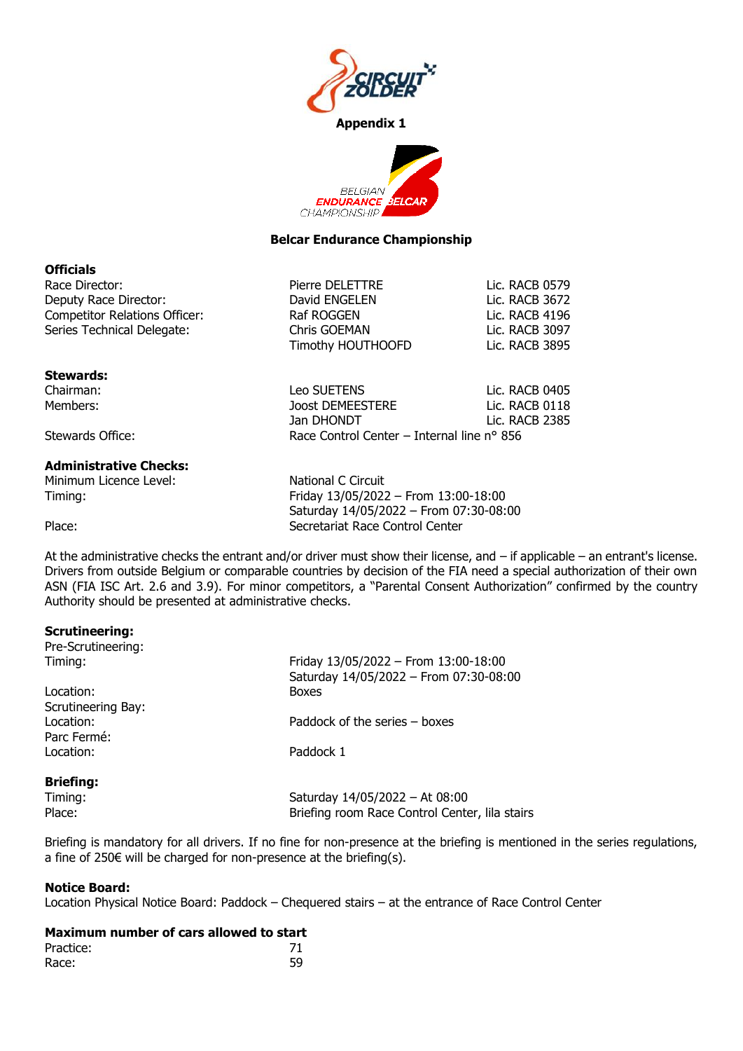**Appendix 1**

**Belcar Endurance Championship**

### Officials

| | | |
|---|---|---|
| Race Director: | Pierre DELETTRE | Lic. RACB 0579 |
| Deputy Race Director: | David ENGELEN | Lic. RACB 3672 |
| Competitor Relations Officer: | Raf ROGGEN | Lic. RACB 4196 |
| Series Technical Delegate: | Chris GOEMAN | Lic. RACB 3097 |
| | Timothy HOUTHOOFD | Lic. RACB 3895 |

### Stewards:

| | | |
|---|---|---|
| Chairman: | Leo SUETENS | Lic. RACB 0405 |
| Members: | Joost DEMEESTERE | Lic. RACB 0118 |
| | Jan DHONDT | Lic. RACB 2385 |
| Stewards Office: | Race Control Center – Internal line n° 856 | |

### Administrative Checks:

| | |
|---|---|
| Minimum Licence Level: | National C Circuit |
| Timing: | Friday 13/05/2022 – From 13:00-18:00 |
| | Saturday 14/05/2022 – From 07:30-08:00 |
| Place: | Secretariat Race Control Center |

At the administrative checks the entrant and/or driver must show their license, and – if applicable – an entrant's license. Drivers from outside Belgium or comparable countries by decision of the FIA need a special authorization of their own ASN (FIA ISC Art. 2.6 and 3.9). For minor competitors, a "Parental Consent Authorization" confirmed by the country Authority should be presented at administrative checks.

### Scrutineering:

| | |
|---|---|
| Pre-Scrutineering: | |
| Timing: | Friday 13/05/2022 – From 13:00-18:00 |
| | Saturday 14/05/2022 – From 07:30-08:00 |
| Location: | Boxes |
| Scrutineering Bay: | |
| Location: | Paddock of the series – boxes |
| Parc Fermé: | |
| Location: | Paddock 1 |

### Briefing:

| | |
|---|---|
| Timing: | Saturday 14/05/2022 – At 08:00 |
| Place: | Briefing room Race Control Center, lila stairs |

Briefing is mandatory for all drivers. If no fine for non-presence at the briefing is mentioned in the series regulations, a fine of 250€ will be charged for non-presence at the briefing(s).

### Notice Board:

Location Physical Notice Board: Paddock – Chequered stairs – at the entrance of Race Control Center

### Maximum number of cars allowed to start

| | |
|---|---|
| Practice: | 71 |
| Race: | 59 |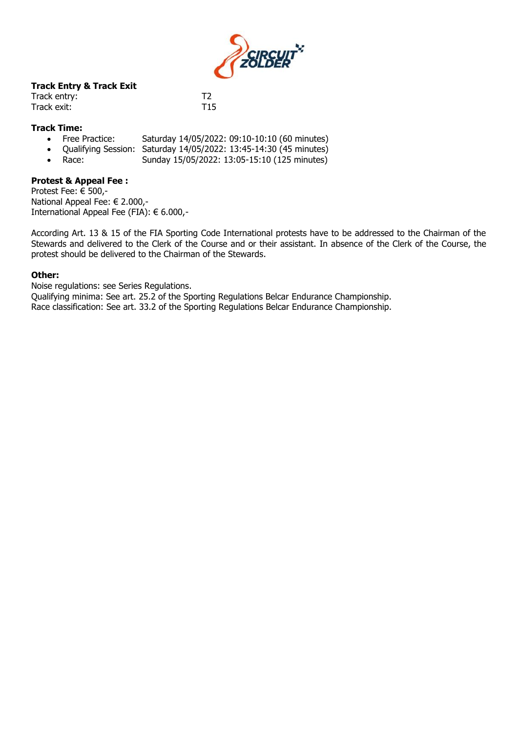**Track Entry & Track Exit**

Track entry: T2

Track exit: T15

**Track Time:**

- Free Practice: Saturday 14/05/2022: 09:10-10:10 (60 minutes)
- Qualifying Session: Saturday 14/05/2022: 13:45-14:30 (45 minutes)
- Race: Sunday 15/05/2022: 13:05-15:10 (125 minutes)

**Protest & Appeal Fee :**

Protest Fee: € 500,-

National Appeal Fee: € 2.000,-

International Appeal Fee (FIA): € 6.000,-

According Art. 13 & 15 of the FIA Sporting Code International protests have to be addressed to the Chairman of the Stewards and delivered to the Clerk of the Course and or their assistant. In absence of the Clerk of the Course, the protest should be delivered to the Chairman of the Stewards.

**Other:**

Noise regulations: see Series Regulations.

Qualifying minima: See art. 25.2 of the Sporting Regulations Belcar Endurance Championship.

Race classification: See art. 33.2 of the Sporting Regulations Belcar Endurance Championship.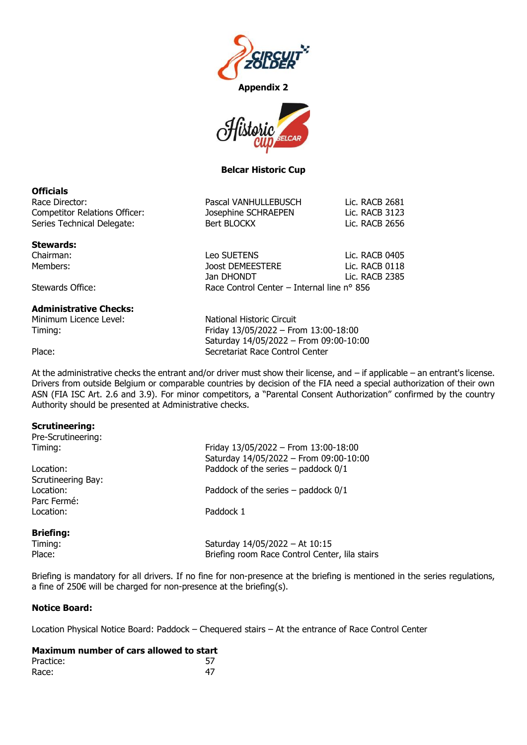**Appendix 2**

**Belcar Historic Cup**

**Officials**

| | | |
|---|---|---|
| Race Director: | Pascal VANHULLEBUSCH | Lic. RACB 2681 |
| Competitor Relations Officer: | Josephine SCHRAEPEN | Lic. RACB 3123 |
| Series Technical Delegate: | Bert BLOCKX | Lic. RACB 2656 |

**Stewards:**

| | | |
|---|---|---|
| Chairman: | Leo SUETENS | Lic. RACB 0405 |
| Members: | Joost DEMEESTERE | Lic. RACB 0118 |
| | Jan DHONDT | Lic. RACB 2385 |
| Stewards Office: | Race Control Center – Internal line n° 856 | |

**Administrative Checks:**

| | |
|---|---|
| Minimum Licence Level: | National Historic Circuit |
| Timing: | Friday 13/05/2022 – From 13:00-18:00 |
| | Saturday 14/05/2022 – From 09:00-10:00 |
| Place: | Secretariat Race Control Center |

At the administrative checks the entrant and/or driver must show their license, and – if applicable – an entrant's license. Drivers from outside Belgium or comparable countries by decision of the FIA need a special authorization of their own ASN (FIA ISC Art. 2.6 and 3.9). For minor competitors, a "Parental Consent Authorization" confirmed by the country Authority should be presented at Administrative checks.

**Scrutineering:**

| | |
|---|---|
| Pre-Scrutineering: | |
| Timing: | Friday 13/05/2022 – From 13:00-18:00 |
| | Saturday 14/05/2022 – From 09:00-10:00 |
| Location: | Paddock of the series – paddock 0/1 |
| Scrutineering Bay: | |
| Location: | Paddock of the series – paddock 0/1 |
| Parc Fermé: | |
| Location: | Paddock 1 |

**Briefing:**

| | |
|---|---|
| Timing: | Saturday 14/05/2022 – At 10:15 |
| Place: | Briefing room Race Control Center, lila stairs |

Briefing is mandatory for all drivers. If no fine for non-presence at the briefing is mentioned in the series regulations, a fine of 250€ will be charged for non-presence at the briefing(s).

**Notice Board:**

Location Physical Notice Board: Paddock – Chequered stairs – At the entrance of Race Control Center

**Maximum number of cars allowed to start**

| | |
|---|---|
| Practice: | 57 |
| Race: | 47 |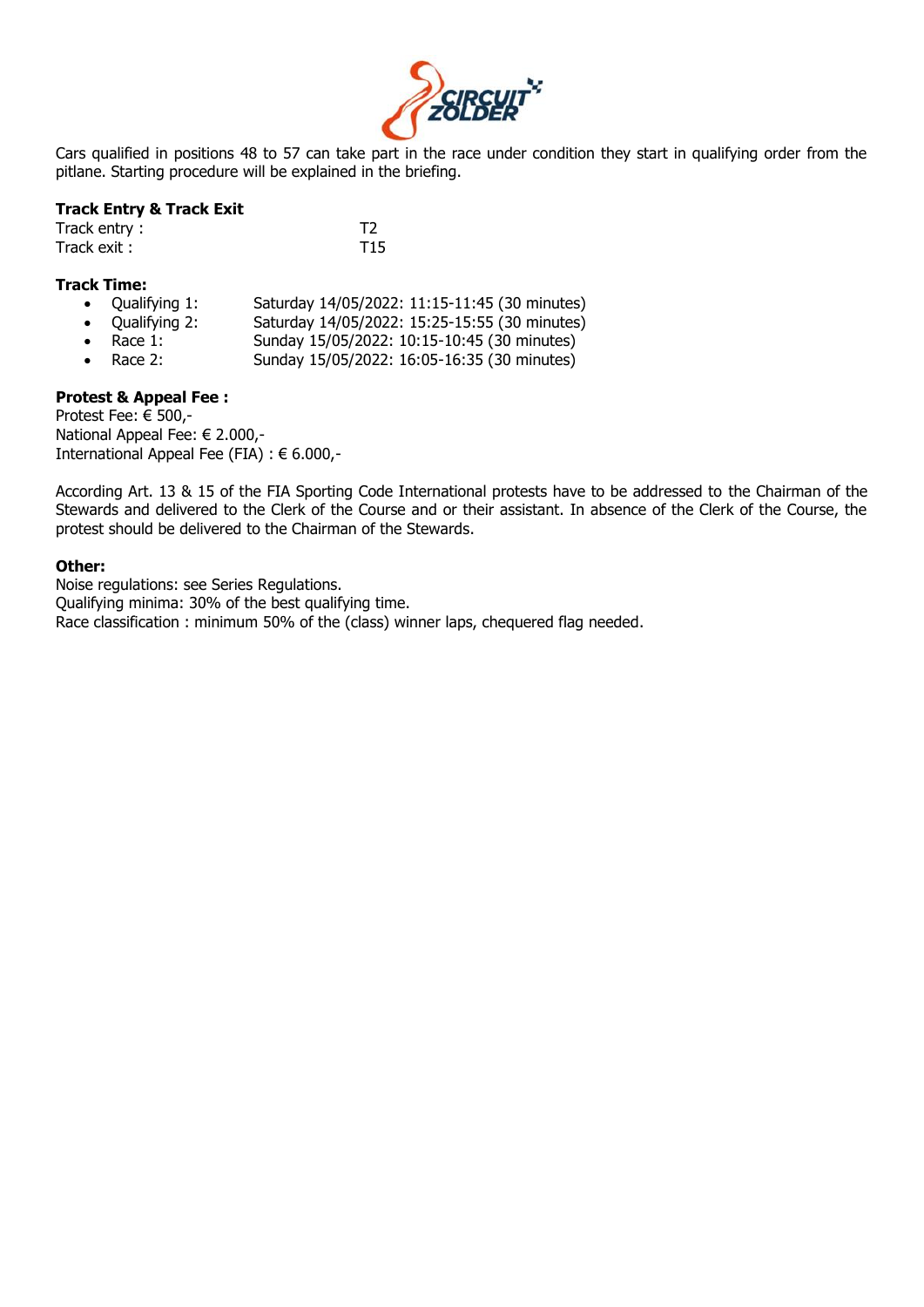Cars qualified in positions 48 to 57 can take part in the race under condition they start in qualifying order from the pitlane. Starting procedure will be explained in the briefing.

**Track Entry & Track Exit**

Track entry : T2
Track exit : T15

**Track Time:**

- Qualifying 1: Saturday 14/05/2022: 11:15-11:45 (30 minutes)
- Qualifying 2: Saturday 14/05/2022: 15:25-15:55 (30 minutes)
- Race 1: Sunday 15/05/2022: 10:15-10:45 (30 minutes)
- Race 2: Sunday 15/05/2022: 16:05-16:35 (30 minutes)

**Protest & Appeal Fee :**

Protest Fee: € 500,-
National Appeal Fee: € 2.000,-
International Appeal Fee (FIA) : € 6.000,-

According Art. 13 & 15 of the FIA Sporting Code International protests have to be addressed to the Chairman of the Stewards and delivered to the Clerk of the Course and or their assistant. In absence of the Clerk of the Course, the protest should be delivered to the Chairman of the Stewards.

**Other:**

Noise regulations: see Series Regulations.
Qualifying minima: 30% of the best qualifying time.
Race classification : minimum 50% of the (class) winner laps, chequered flag needed.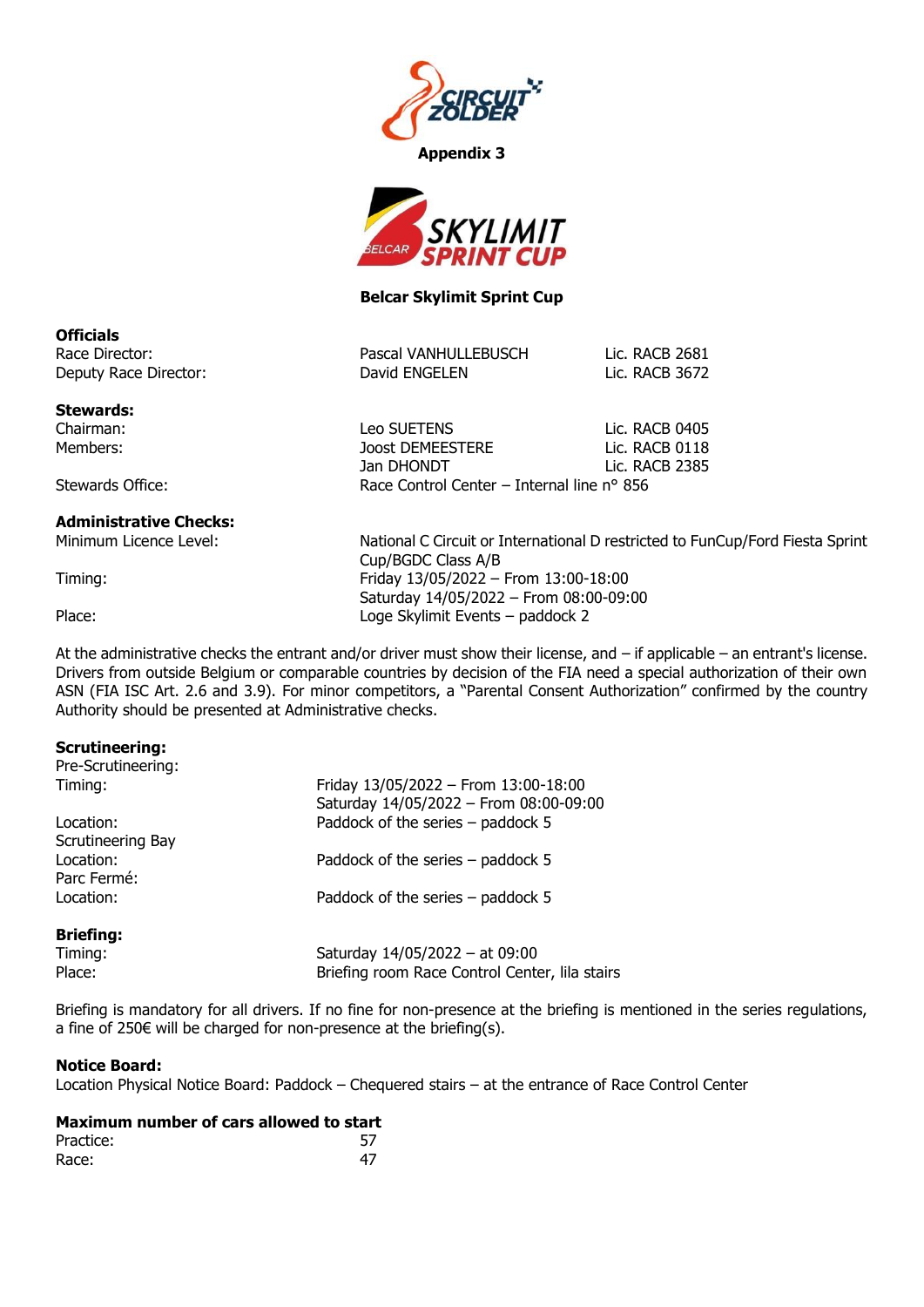**Appendix 3**

**Belcar Skylimit Sprint Cup**

**Officials**

| | | |
|---|---|---|
| Race Director: | Pascal VANHULLEBUSCH | Lic. RACB 2681 |
| Deputy Race Director: | David ENGELEN | Lic. RACB 3672 |

**Stewards:**

| | | |
|---|---|---|
| Chairman: | Leo SUETENS | Lic. RACB 0405 |
| Members: | Joost DEMEESTERE | Lic. RACB 0118 |
| | Jan DHONDT | Lic. RACB 2385 |
| Stewards Office: | Race Control Center – Internal line n° 856 | |

**Administrative Checks:**

| | |
|---|---|
| Minimum Licence Level: | National C Circuit or International D restricted to FunCup/Ford Fiesta Sprint Cup/BGDC Class A/B |
| Timing: | Friday 13/05/2022 – From 13:00-18:00<br>Saturday 14/05/2022 – From 08:00-09:00 |
| Place: | Loge Skylimit Events – paddock 2 |

At the administrative checks the entrant and/or driver must show their license, and – if applicable – an entrant's license. Drivers from outside Belgium or comparable countries by decision of the FIA need a special authorization of their own ASN (FIA ISC Art. 2.6 and 3.9). For minor competitors, a "Parental Consent Authorization" confirmed by the country Authority should be presented at Administrative checks.

**Scrutineering:**

| | |
|---|---|
| Pre-Scrutineering: | |
| Timing: | Friday 13/05/2022 – From 13:00-18:00<br>Saturday 14/05/2022 – From 08:00-09:00 |
| Location: | Paddock of the series – paddock 5 |
| Scrutineering Bay | |
| Location: | Paddock of the series – paddock 5 |
| Parc Fermé: | |
| Location: | Paddock of the series – paddock 5 |

**Briefing:**

| | |
|---|---|
| Timing: | Saturday 14/05/2022 – at 09:00 |
| Place: | Briefing room Race Control Center, lila stairs |

Briefing is mandatory for all drivers. If no fine for non-presence at the briefing is mentioned in the series regulations, a fine of 250€ will be charged for non-presence at the briefing(s).

**Notice Board:**

Location Physical Notice Board: Paddock – Chequered stairs – at the entrance of Race Control Center

**Maximum number of cars allowed to start**

| | |
|---|---|
| Practice: | 57 |
| Race: | 47 |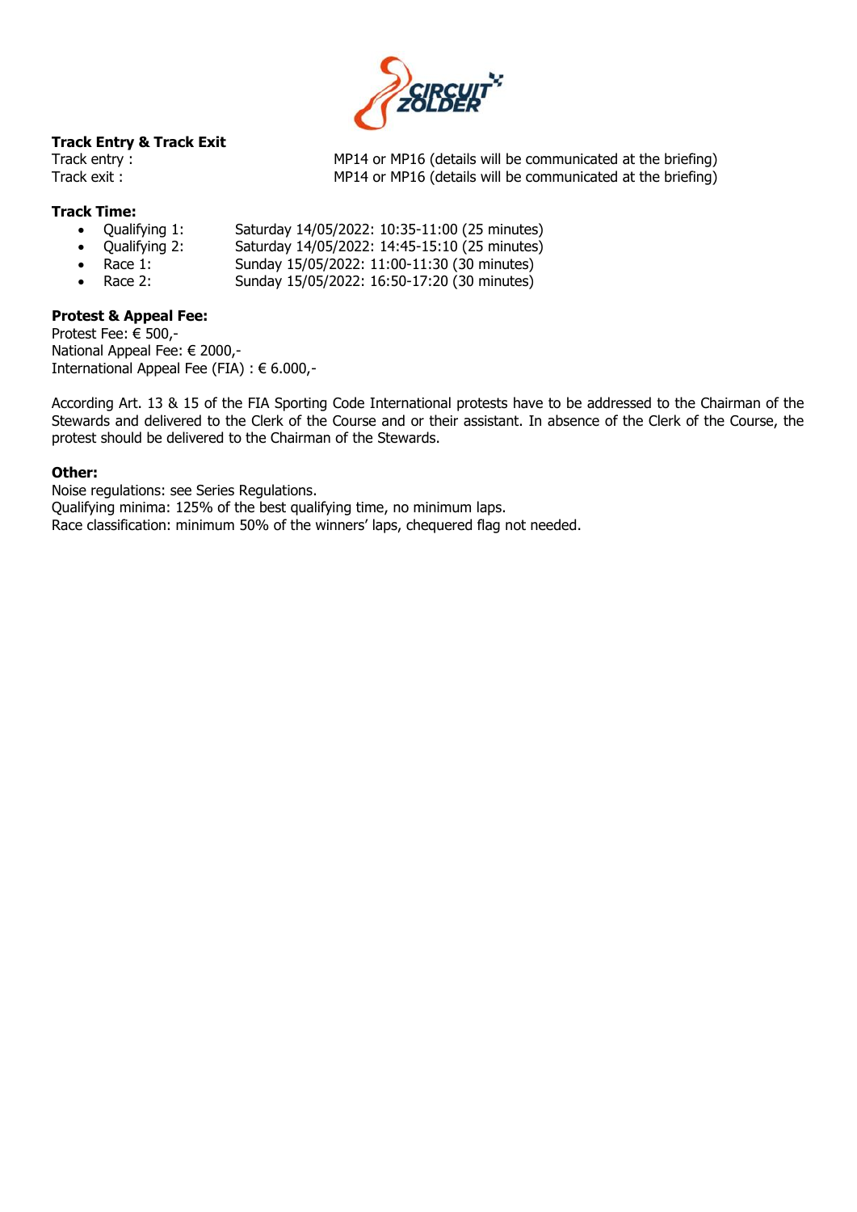**Track Entry & Track Exit**

Track entry : MP14 or MP16 (details will be communicated at the briefing)
Track exit : MP14 or MP16 (details will be communicated at the briefing)

**Track Time:**

- Qualifying 1: Saturday 14/05/2022: 10:35-11:00 (25 minutes)
- Qualifying 2: Saturday 14/05/2022: 14:45-15:10 (25 minutes)
- Race 1: Sunday 15/05/2022: 11:00-11:30 (30 minutes)
- Race 2: Sunday 15/05/2022: 16:50-17:20 (30 minutes)

**Protest & Appeal Fee:**

Protest Fee: € 500,-
National Appeal Fee: € 2000,-
International Appeal Fee (FIA) : € 6.000,-

According Art. 13 & 15 of the FIA Sporting Code International protests have to be addressed to the Chairman of the Stewards and delivered to the Clerk of the Course and or their assistant. In absence of the Clerk of the Course, the protest should be delivered to the Chairman of the Stewards.

**Other:**

Noise regulations: see Series Regulations.
Qualifying minima: 125% of the best qualifying time, no minimum laps.
Race classification: minimum 50% of the winners' laps, chequered flag not needed.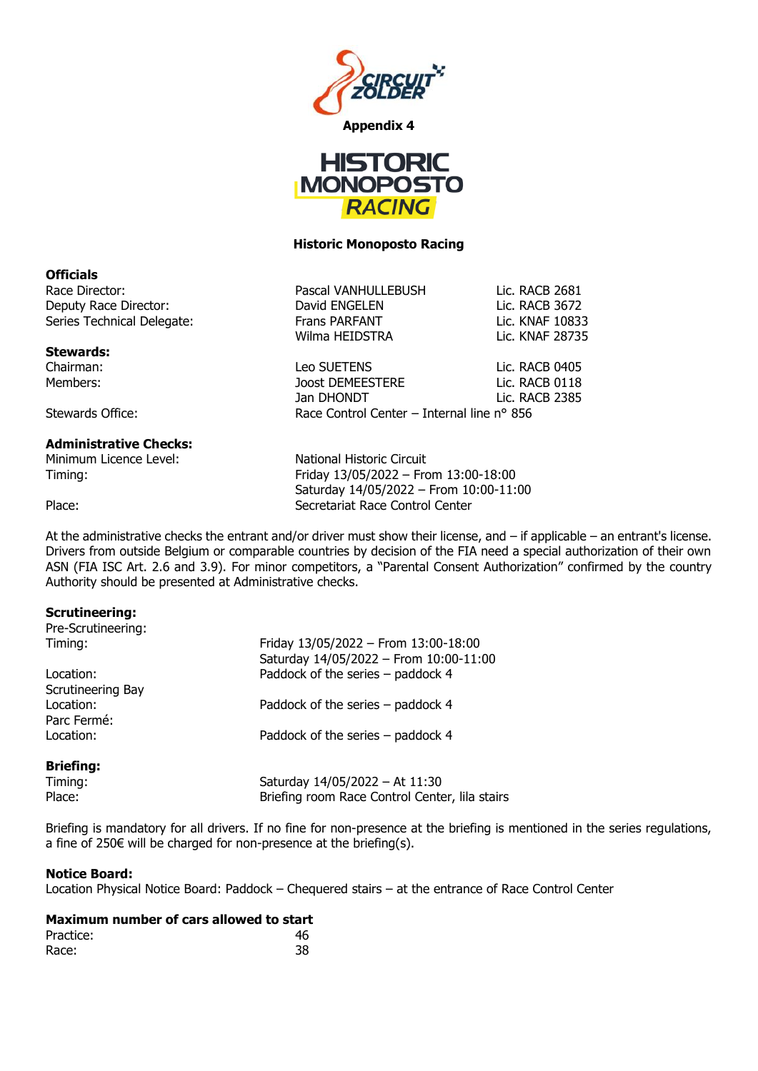**Appendix 4**

**Historic Monoposto Racing**

## Officials

| | | |
|---|---|---|
| Race Director: | Pascal VANHULLEBUSH | Lic. RACB 2681 |
| Deputy Race Director: | David ENGELEN | Lic. RACB 3672 |
| Series Technical Delegate: | Frans PARFANT | Lic. KNAF 10833 |
| | Wilma HEIDSTRA | Lic. KNAF 28735 |

## Stewards:

| | | |
|---|---|---|
| Chairman: | Leo SUETENS | Lic. RACB 0405 |
| Members: | Joost DEMEESTERE | Lic. RACB 0118 |
| | Jan DHONDT | Lic. RACB 2385 |
| Stewards Office: | Race Control Center – Internal line n° 856 | |

## Administrative Checks:

| | |
|---|---|
| Minimum Licence Level: | National Historic Circuit |
| Timing: | Friday 13/05/2022 – From 13:00-18:00 |
| | Saturday 14/05/2022 – From 10:00-11:00 |
| Place: | Secretariat Race Control Center |

At the administrative checks the entrant and/or driver must show their license, and – if applicable – an entrant's license. Drivers from outside Belgium or comparable countries by decision of the FIA need a special authorization of their own ASN (FIA ISC Art. 2.6 and 3.9). For minor competitors, a "Parental Consent Authorization" confirmed by the country Authority should be presented at Administrative checks.

## Scrutineering:

| | |
|---|---|
| Pre-Scrutineering: | |
| Timing: | Friday 13/05/2022 – From 13:00-18:00 |
| | Saturday 14/05/2022 – From 10:00-11:00 |
| Location: | Paddock of the series – paddock 4 |
| Scrutineering Bay | |
| Location: | Paddock of the series – paddock 4 |
| Parc Fermé: | |
| Location: | Paddock of the series – paddock 4 |

## Briefing:

| | |
|---|---|
| Timing: | Saturday 14/05/2022 – At 11:30 |
| Place: | Briefing room Race Control Center, lila stairs |

Briefing is mandatory for all drivers. If no fine for non-presence at the briefing is mentioned in the series regulations, a fine of 250€ will be charged for non-presence at the briefing(s).

## Notice Board:

Location Physical Notice Board: Paddock – Chequered stairs – at the entrance of Race Control Center

## Maximum number of cars allowed to start

| | |
|---|---|
| Practice: | 46 |
| Race: | 38 |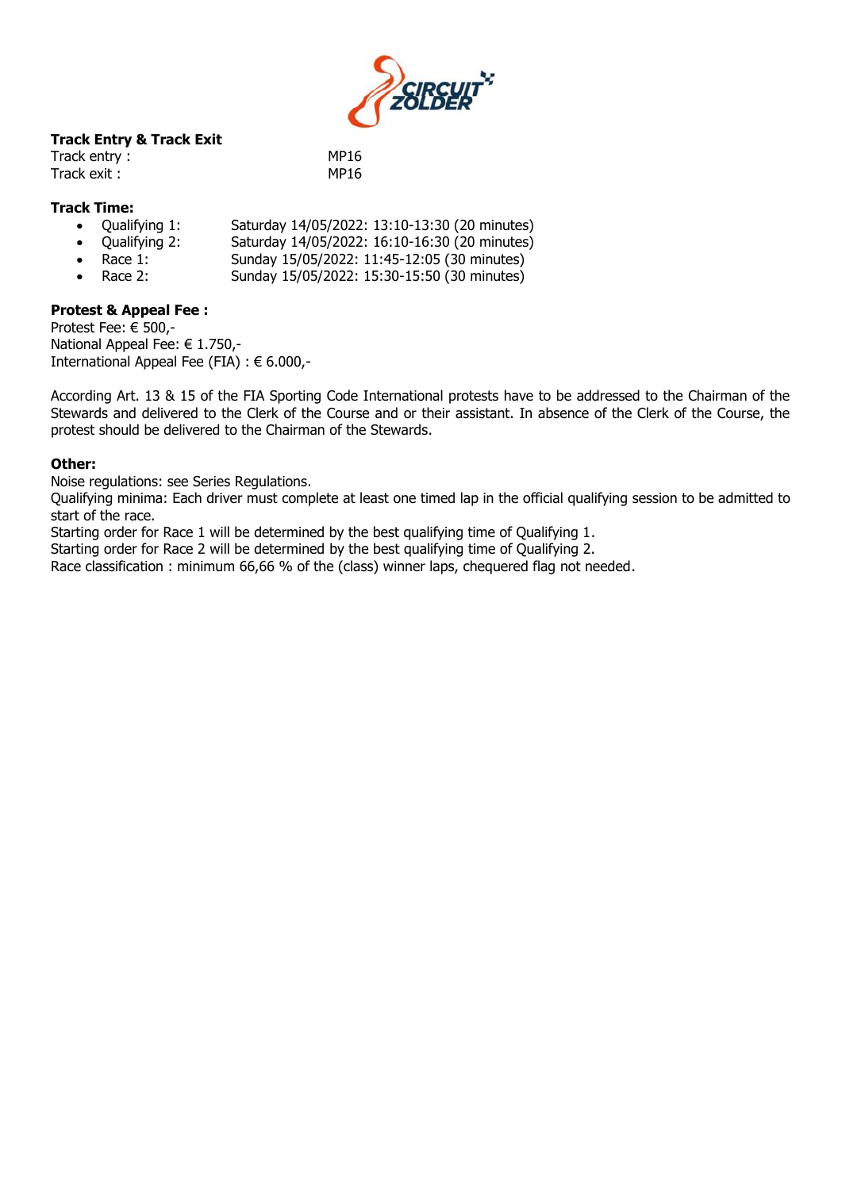**Track Entry & Track Exit**

Track entry : MP16

Track exit : MP16

**Track Time:**

- Qualifying 1: Saturday 14/05/2022: 13:10-13:30 (20 minutes)
- Qualifying 2: Saturday 14/05/2022: 16:10-16:30 (20 minutes)
- Race 1: Sunday 15/05/2022: 11:45-12:05 (30 minutes)
- Race 2: Sunday 15/05/2022: 15:30-15:50 (30 minutes)

**Protest & Appeal Fee :**

Protest Fee: € 500,-

National Appeal Fee: € 1.750,-

International Appeal Fee (FIA) : € 6.000,-

According Art. 13 & 15 of the FIA Sporting Code International protests have to be addressed to the Chairman of the Stewards and delivered to the Clerk of the Course and or their assistant. In absence of the Clerk of the Course, the protest should be delivered to the Chairman of the Stewards.

**Other:**

Noise regulations: see Series Regulations.

Qualifying minima: Each driver must complete at least one timed lap in the official qualifying session to be admitted to start of the race.

Starting order for Race 1 will be determined by the best qualifying time of Qualifying 1.

Starting order for Race 2 will be determined by the best qualifying time of Qualifying 2.

Race classification : minimum 66,66 % of the (class) winner laps, chequered flag not needed.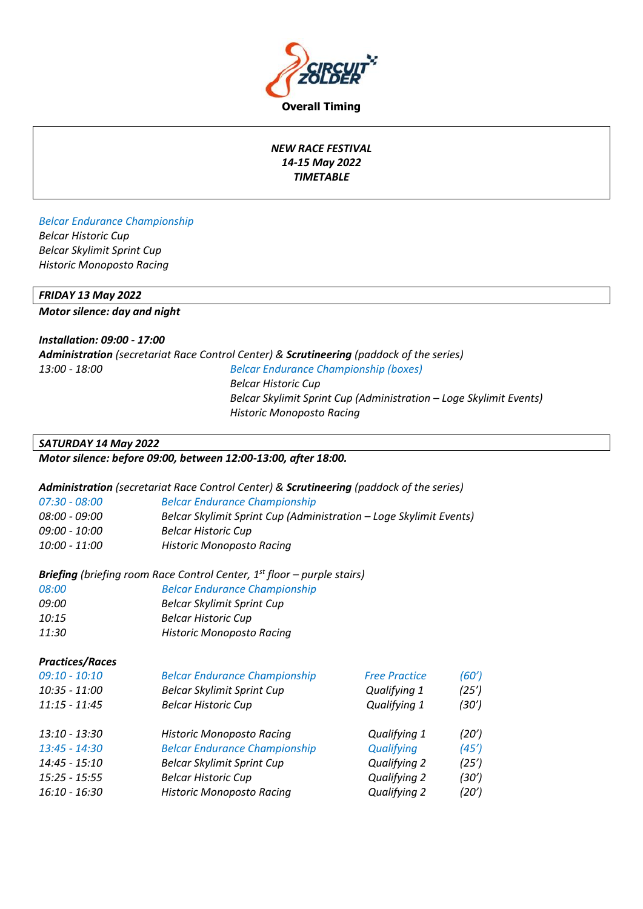**Overall Timing**

*NEW RACE FESTIVAL*
*14-15 May 2022*
*TIMETABLE*

*Belcar Endurance Championship*
*Belcar Historic Cup*
*Belcar Skylimit Sprint Cup*
*Historic Monoposto Racing*

***FRIDAY 13 May 2022***

***Motor silence: day and night***

***Installation: 09:00 - 17:00***

***Administration** (secretariat Race Control Center) & **Scrutineering** (paddock of the series)*

| | |
|---|---|
| *13:00 - 18:00* | *Belcar Endurance Championship (boxes)* |
| | *Belcar Historic Cup* |
| | *Belcar Skylimit Sprint Cup (Administration – Loge Skylimit Events)* |
| | *Historic Monoposto Racing* |

***SATURDAY 14 May 2022***

***Motor silence: before 09:00, between 12:00-13:00, after 18:00.***

***Administration** (secretariat Race Control Center) & **Scrutineering** (paddock of the series)*

| | |
|---|---|
| *07:30 - 08:00* | *Belcar Endurance Championship* |
| *08:00 - 09:00* | *Belcar Skylimit Sprint Cup (Administration – Loge Skylimit Events)* |
| *09:00 - 10:00* | *Belcar Historic Cup* |
| *10:00 - 11:00* | *Historic Monoposto Racing* |

***Briefing** (briefing room Race Control Center, 1st floor – purple stairs)*

| | |
|---|---|
| *08:00* | *Belcar Endurance Championship* |
| *09:00* | *Belcar Skylimit Sprint Cup* |
| *10:15* | *Belcar Historic Cup* |
| *11:30* | *Historic Monoposto Racing* |

***Practices/Races***

| | | | |
|---|---|---|---|
| *09:10 - 10:10* | *Belcar Endurance Championship* | *Free Practice* | *(60')* |
| *10:35 - 11:00* | *Belcar Skylimit Sprint Cup* | *Qualifying 1* | *(25')* |
| *11:15 - 11:45* | *Belcar Historic Cup* | *Qualifying 1* | *(30')* |
| | | | |
| *13:10 - 13:30* | *Historic Monoposto Racing* | *Qualifying 1* | *(20')* |
| *13:45 - 14:30* | *Belcar Endurance Championship* | *Qualifying* | *(45')* |
| *14:45 - 15:10* | *Belcar Skylimit Sprint Cup* | *Qualifying 2* | *(25')* |
| *15:25 - 15:55* | *Belcar Historic Cup* | *Qualifying 2* | *(30')* |
| *16:10 - 16:30* | *Historic Monoposto Racing* | *Qualifying 2* | *(20')* |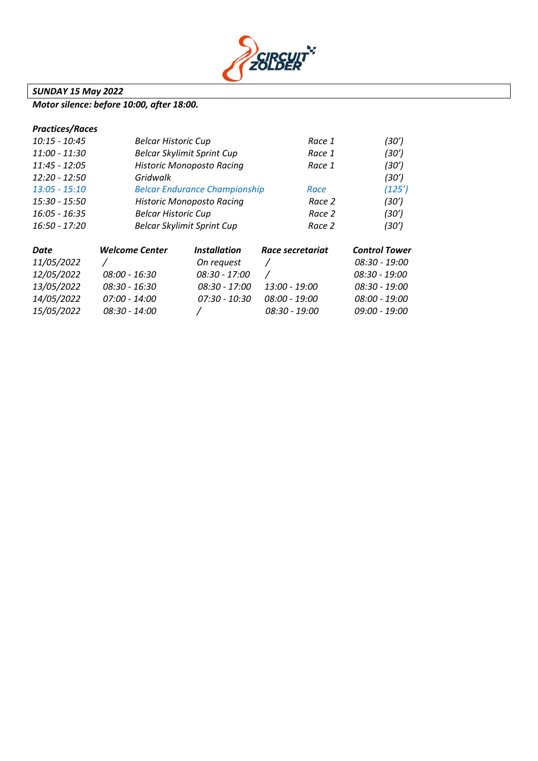***SUNDAY 15 May 2022***

***Motor silence: before 10:00, after 18:00.***

***Practices/Races***

| | | | |
|---|---|---|---|
| *10:15 - 10:45* | *Belcar Historic Cup* | *Race 1* | *(30')* |
| *11:00 - 11:30* | *Belcar Skylimit Sprint Cup* | *Race 1* | *(30')* |
| *11:45 - 12:05* | *Historic Monoposto Racing* | *Race 1* | *(30')* |
| *12:20 - 12:50* | *Gridwalk* | | *(30')* |
| *13:05 - 15:10* | *Belcar Endurance Championship* | *Race* | *(125')* |
| *15:30 - 15:50* | *Historic Monoposto Racing* | *Race 2* | *(30')* |
| *16:05 - 16:35* | *Belcar Historic Cup* | *Race 2* | *(30')* |
| *16:50 - 17:20* | *Belcar Skylimit Sprint Cup* | *Race 2* | *(30')* |

| ***Date*** | ***Welcome Center*** | ***Installation*** | ***Race secretariat*** | ***Control Tower*** |
|---|---|---|---|---|
| *11/05/2022* | */* | *On request* | */* | *08:30 - 19:00* |
| *12/05/2022* | *08:00 - 16:30* | *08:30 - 17:00* | */* | *08:30 - 19:00* |
| *13/05/2022* | *08:30 - 16:30* | *08:30 - 17:00* | *13:00 - 19:00* | *08:30 - 19:00* |
| *14/05/2022* | *07:00 - 14:00* | *07:30 - 10:30* | *08:00 - 19:00* | *08:00 - 19:00* |
| *15/05/2022* | *08:30 - 14:00* | */* | *08:30 - 19:00* | *09:00 - 19:00* |